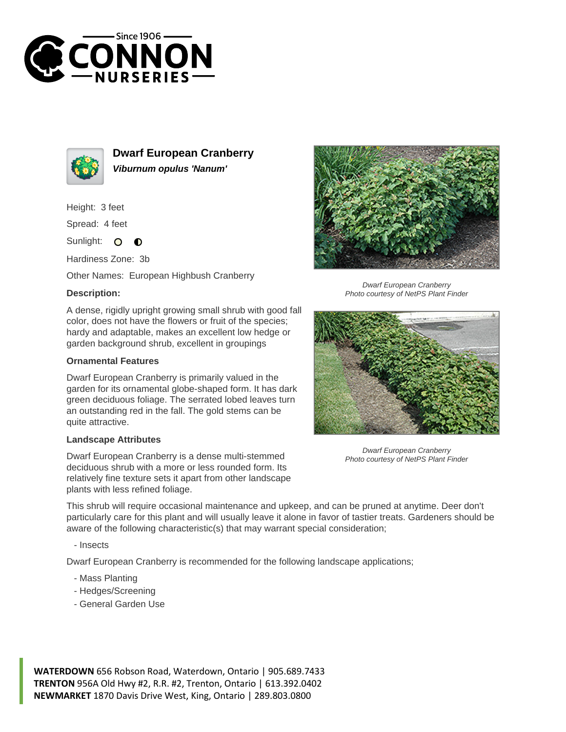Since 1906 CONNON NURSERIES

# Dwarf European Cranberry

***Viburnum opulus 'Nanum'***

Height: 3 feet

Spread: 4 feet

Sunlight:

Hardiness Zone: 3b

Other Names: European Highbush Cranberry

**Description:**

A dense, rigidly upright growing small shrub with good fall color, does not have the flowers or fruit of the species; hardy and adaptable, makes an excellent low hedge or garden background shrub, excellent in groupings

### Ornamental Features

Dwarf European Cranberry is primarily valued in the garden for its ornamental globe-shaped form. It has dark green deciduous foliage. The serrated lobed leaves turn an outstanding red in the fall. The gold stems can be quite attractive.

### Landscape Attributes

Dwarf European Cranberry is a dense multi-stemmed deciduous shrub with a more or less rounded form. Its relatively fine texture sets it apart from other landscape plants with less refined foliage.

This shrub will require occasional maintenance and upkeep, and can be pruned at anytime. Deer don't particularly care for this plant and will usually leave it alone in favor of tastier treats. Gardeners should be aware of the following characteristic(s) that may warrant special consideration;

- Insects

Dwarf European Cranberry is recommended for the following landscape applications;

- Mass Planting
- Hedges/Screening
- General Garden Use

*Dwarf European Cranberry*
*Photo courtesy of NetPS Plant Finder*

*Dwarf European Cranberry*
*Photo courtesy of NetPS Plant Finder*

**WATERDOWN** 656 Robson Road, Waterdown, Ontario | 905.689.7433
**TRENTON** 956A Old Hwy #2, R.R. #2, Trenton, Ontario | 613.392.0402
**NEWMARKET** 1870 Davis Drive West, King, Ontario | 289.803.0800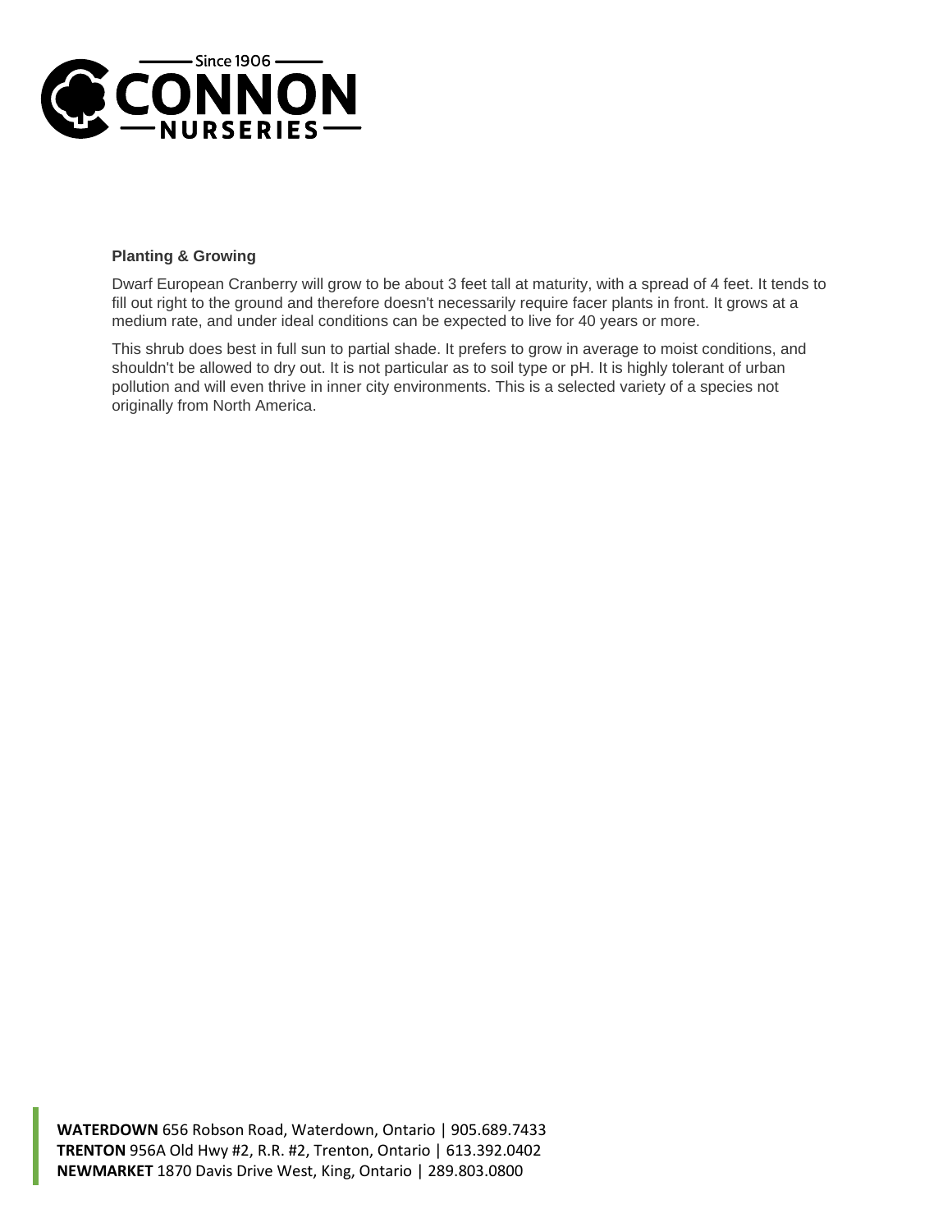### Planting & Growing

Dwarf European Cranberry will grow to be about 3 feet tall at maturity, with a spread of 4 feet. It tends to fill out right to the ground and therefore doesn't necessarily require facer plants in front. It grows at a medium rate, and under ideal conditions can be expected to live for 40 years or more.

This shrub does best in full sun to partial shade. It prefers to grow in average to moist conditions, and shouldn't be allowed to dry out. It is not particular as to soil type or pH. It is highly tolerant of urban pollution and will even thrive in inner city environments. This is a selected variety of a species not originally from North America.